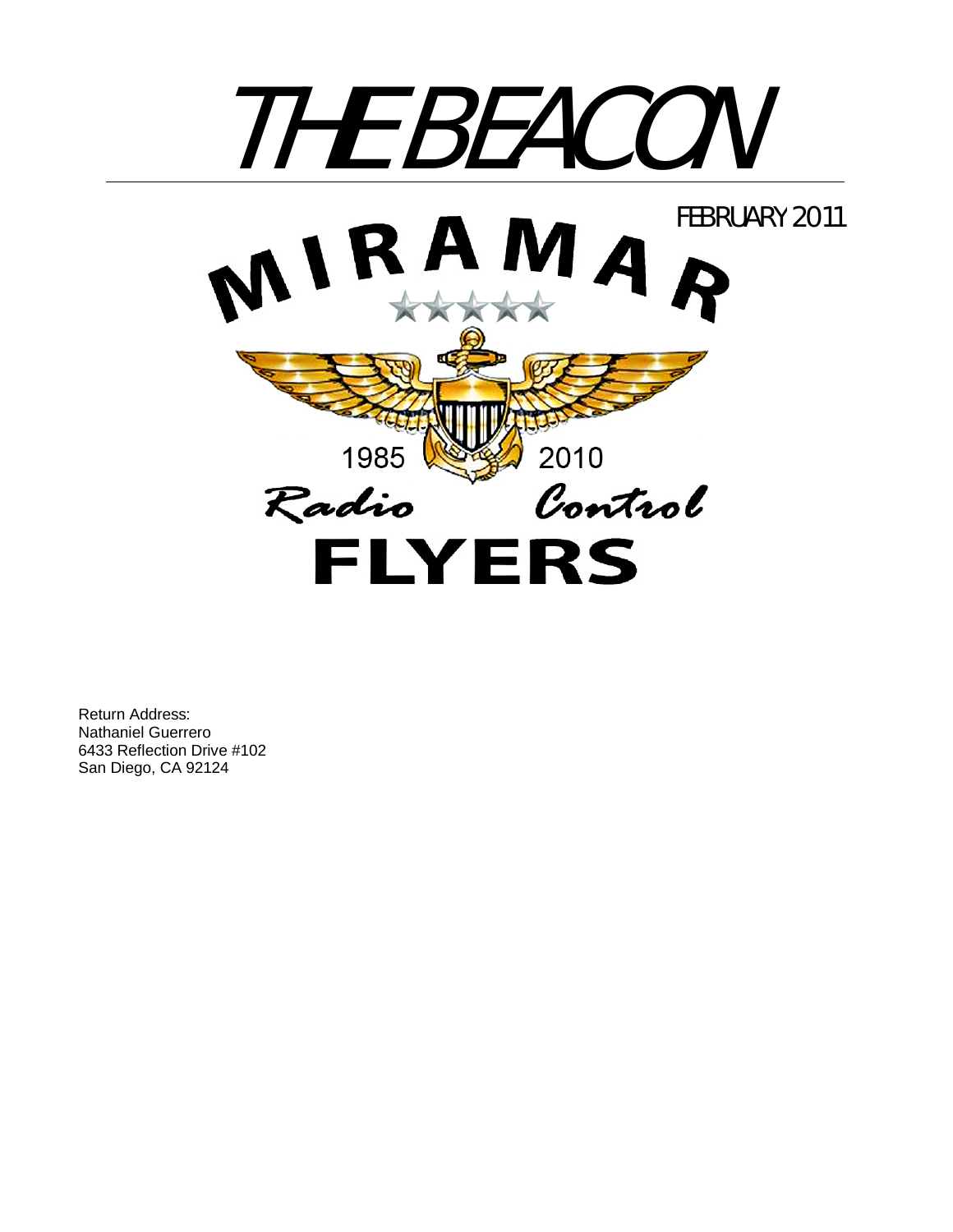# THE BEACON

FEBRUARY 2011

MIRAMAR

1985 2010

Radio Control

FLYERS

Return Address:
Nathaniel Guerrero
6433 Reflection Drive #102
San Diego, CA 92124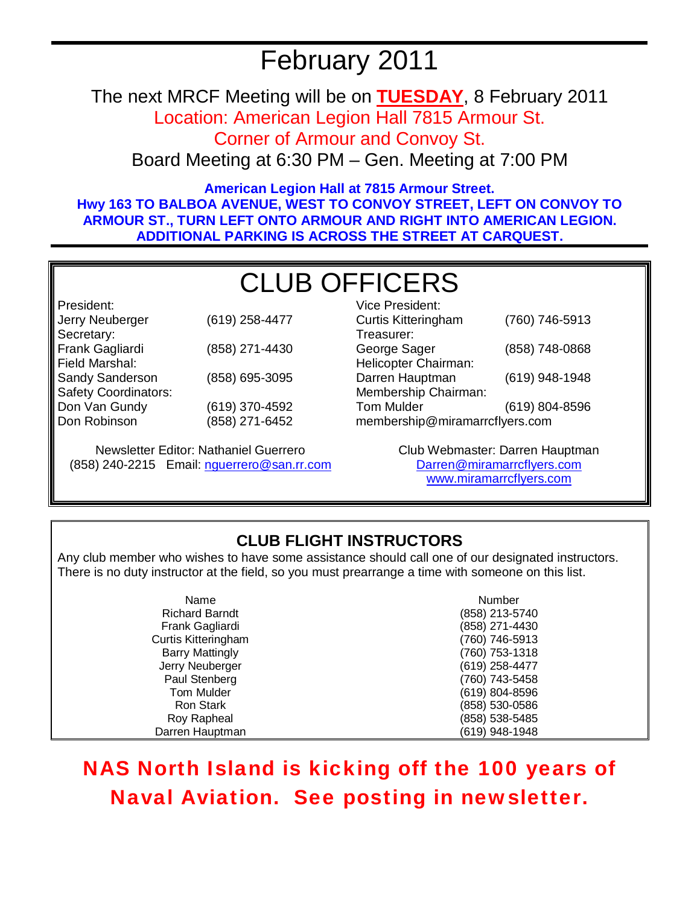# February 2011

The next MRCF Meeting will be on **TUESDAY**, 8 February 2011

Location: American Legion Hall 7815 Armour St.

Corner of Armour and Convoy St.

Board Meeting at 6:30 PM – Gen. Meeting at 7:00 PM

**American Legion Hall at 7815 Armour Street.**
**Hwy 163 TO BALBOA AVENUE, WEST TO CONVOY STREET, LEFT ON CONVOY TO ARMOUR ST., TURN LEFT ONTO ARMOUR AND RIGHT INTO AMERICAN LEGION. ADDITIONAL PARKING IS ACROSS THE STREET AT CARQUEST.**

## CLUB OFFICERS

President:
Jerry Neuberger (619) 258-4477

Secretary:
Frank Gagliardi (858) 271-4430

Field Marshal:
Sandy Sanderson (858) 695-3095

Safety Coordinators:
Don Van Gundy (619) 370-4592
Don Robinson (858) 271-6452

Vice President:
Curtis Kitteringham (760) 746-5913

Treasurer:
George Sager (858) 748-0868

Helicopter Chairman:
Darren Hauptman (619) 948-1948

Membership Chairman:
Tom Mulder (619) 804-8596
membership@miramarrcflyers.com

Newsletter Editor: Nathaniel Guerrero
(858) 240-2215 Email: nguerrero@san.rr.com

Club Webmaster: Darren Hauptman
Darren@miramarrcflyers.com
www.miramarrcflyers.com

### CLUB FLIGHT INSTRUCTORS

Any club member who wishes to have some assistance should call one of our designated instructors. There is no duty instructor at the field, so you must prearrange a time with someone on this list.

| Name | Number |
|---|---|
| Richard Barndt | (858) 213-5740 |
| Frank Gagliardi | (858) 271-4430 |
| Curtis Kitteringham | (760) 746-5913 |
| Barry Mattingly | (760) 753-1318 |
| Jerry Neuberger | (619) 258-4477 |
| Paul Stenberg | (760) 743-5458 |
| Tom Mulder | (619) 804-8596 |
| Ron Stark | (858) 530-0586 |
| Roy Rapheal | (858) 538-5485 |
| Darren Hauptman | (619) 948-1948 |

**NAS North Island is kicking off the 100 years of Naval Aviation. See posting in newsletter.**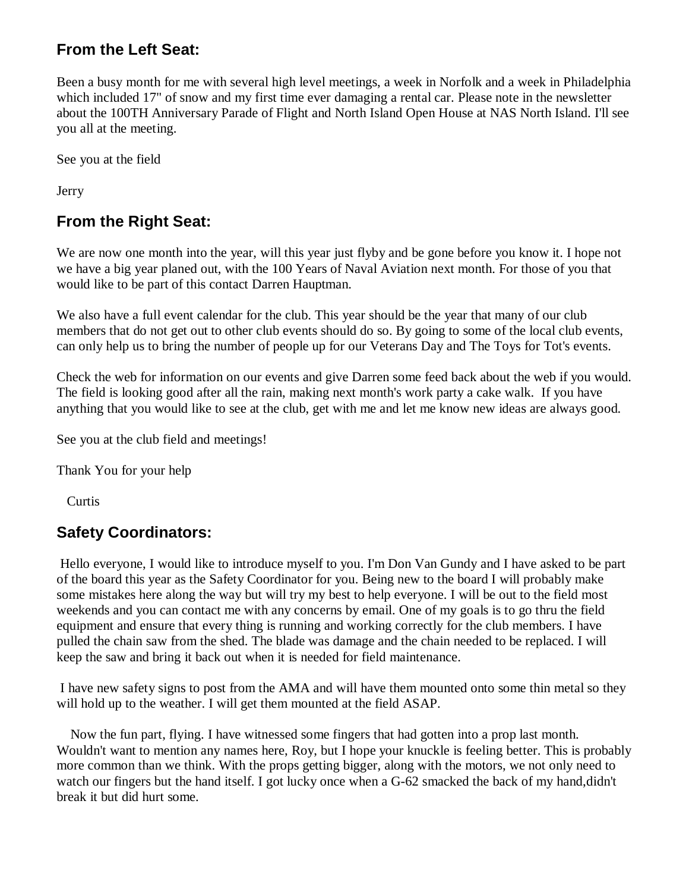## From the Left Seat:

Been a busy month for me with several high level meetings, a week in Norfolk and a week in Philadelphia which included 17" of snow and my first time ever damaging a rental car. Please note in the newsletter about the 100TH Anniversary Parade of Flight and North Island Open House at NAS North Island. I'll see you all at the meeting.

See you at the field

Jerry

## From the Right Seat:

We are now one month into the year, will this year just flyby and be gone before you know it. I hope not we have a big year planed out, with the 100 Years of Naval Aviation next month. For those of you that would like to be part of this contact Darren Hauptman.

We also have a full event calendar for the club. This year should be the year that many of our club members that do not get out to other club events should do so. By going to some of the local club events, can only help us to bring the number of people up for our Veterans Day and The Toys for Tot's events.

Check the web for information on our events and give Darren some feed back about the web if you would. The field is looking good after all the rain, making next month's work party a cake walk. If you have anything that you would like to see at the club, get with me and let me know new ideas are always good.

See you at the club field and meetings!

Thank You for your help

Curtis

## Safety Coordinators:

Hello everyone, I would like to introduce myself to you. I'm Don Van Gundy and I have asked to be part of the board this year as the Safety Coordinator for you. Being new to the board I will probably make some mistakes here along the way but will try my best to help everyone. I will be out to the field most weekends and you can contact me with any concerns by email. One of my goals is to go thru the field equipment and ensure that every thing is running and working correctly for the club members. I have pulled the chain saw from the shed. The blade was damage and the chain needed to be replaced. I will keep the saw and bring it back out when it is needed for field maintenance.

I have new safety signs to post from the AMA and will have them mounted onto some thin metal so they will hold up to the weather. I will get them mounted at the field ASAP.

Now the fun part, flying. I have witnessed some fingers that had gotten into a prop last month. Wouldn't want to mention any names here, Roy, but I hope your knuckle is feeling better. This is probably more common than we think. With the props getting bigger, along with the motors, we not only need to watch our fingers but the hand itself. I got lucky once when a G-62 smacked the back of my hand,didn't break it but did hurt some.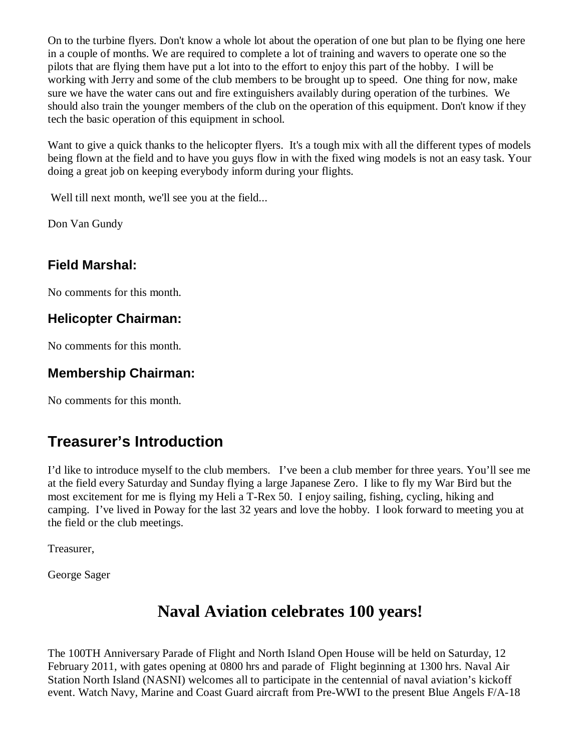On to the turbine flyers. Don't know a whole lot about the operation of one but plan to be flying one here in a couple of months. We are required to complete a lot of training and wavers to operate one so the pilots that are flying them have put a lot into to the effort to enjoy this part of the hobby. I will be working with Jerry and some of the club members to be brought up to speed. One thing for now, make sure we have the water cans out and fire extinguishers availably during operation of the turbines. We should also train the younger members of the club on the operation of this equipment. Don't know if they tech the basic operation of this equipment in school.

Want to give a quick thanks to the helicopter flyers. It's a tough mix with all the different types of models being flown at the field and to have you guys flow in with the fixed wing models is not an easy task. Your doing a great job on keeping everybody inform during your flights.

Well till next month, we'll see you at the field...

Don Van Gundy

### Field Marshal:

No comments for this month.

### Helicopter Chairman:

No comments for this month.

### Membership Chairman:

No comments for this month.

## Treasurer's Introduction

I'd like to introduce myself to the club members. I've been a club member for three years. You'll see me at the field every Saturday and Sunday flying a large Japanese Zero. I like to fly my War Bird but the most excitement for me is flying my Heli a T-Rex 50. I enjoy sailing, fishing, cycling, hiking and camping. I've lived in Poway for the last 32 years and love the hobby. I look forward to meeting you at the field or the club meetings.

Treasurer,

George Sager

# Naval Aviation celebrates 100 years!

The 100TH Anniversary Parade of Flight and North Island Open House will be held on Saturday, 12 February 2011, with gates opening at 0800 hrs and parade of Flight beginning at 1300 hrs. Naval Air Station North Island (NASNI) welcomes all to participate in the centennial of naval aviation's kickoff event. Watch Navy, Marine and Coast Guard aircraft from Pre-WWI to the present Blue Angels F/A-18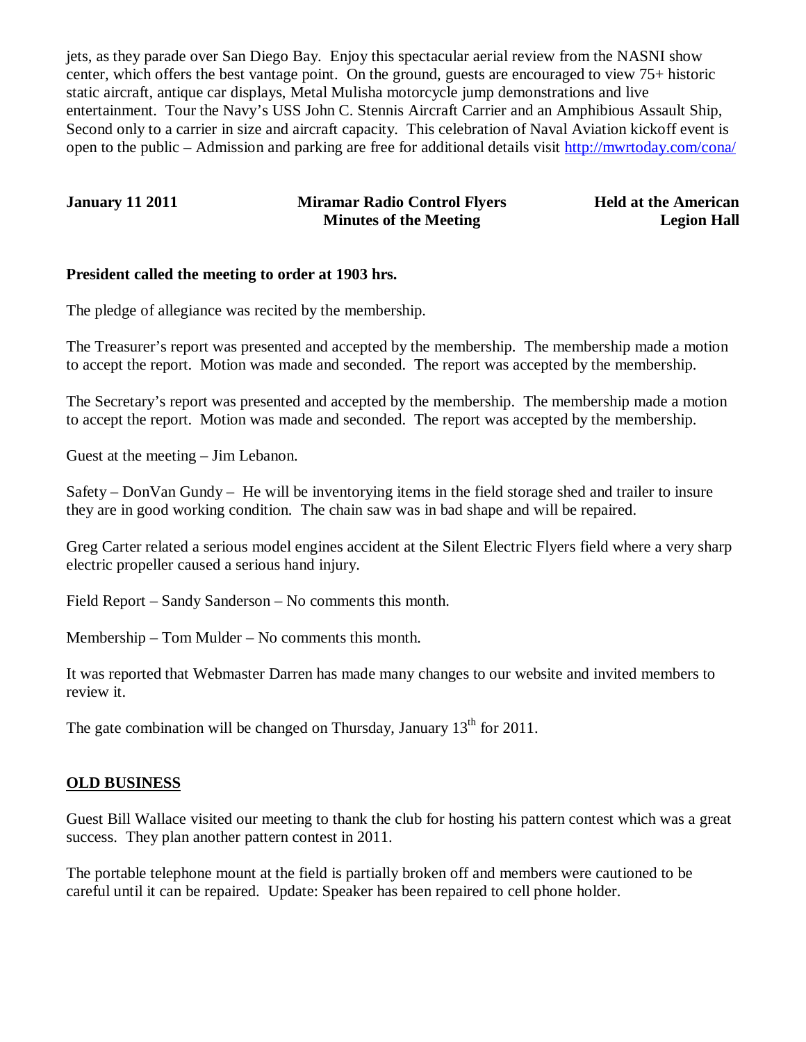jets, as they parade over San Diego Bay. Enjoy this spectacular aerial review from the NASNI show center, which offers the best vantage point. On the ground, guests are encouraged to view 75+ historic static aircraft, antique car displays, Metal Mulisha motorcycle jump demonstrations and live entertainment. Tour the Navy's USS John C. Stennis Aircraft Carrier and an Amphibious Assault Ship, Second only to a carrier in size and aircraft capacity. This celebration of Naval Aviation kickoff event is open to the public – Admission and parking are free for additional details visit http://mwrtoday.com/cona/

**January 11 2011** | **Miramar Radio Control Flyers Minutes of the Meeting** | **Held at the American Legion Hall**

**President called the meeting to order at 1903 hrs.**

The pledge of allegiance was recited by the membership.

The Treasurer's report was presented and accepted by the membership. The membership made a motion to accept the report. Motion was made and seconded. The report was accepted by the membership.

The Secretary's report was presented and accepted by the membership. The membership made a motion to accept the report. Motion was made and seconded. The report was accepted by the membership.

Guest at the meeting – Jim Lebanon.

Safety – DonVan Gundy – He will be inventorying items in the field storage shed and trailer to insure they are in good working condition. The chain saw was in bad shape and will be repaired.

Greg Carter related a serious model engines accident at the Silent Electric Flyers field where a very sharp electric propeller caused a serious hand injury.

Field Report – Sandy Sanderson – No comments this month.

Membership – Tom Mulder – No comments this month.

It was reported that Webmaster Darren has made many changes to our website and invited members to review it.

The gate combination will be changed on Thursday, January 13th for 2011.

## OLD BUSINESS

Guest Bill Wallace visited our meeting to thank the club for hosting his pattern contest which was a great success. They plan another pattern contest in 2011.

The portable telephone mount at the field is partially broken off and members were cautioned to be careful until it can be repaired. Update: Speaker has been repaired to cell phone holder.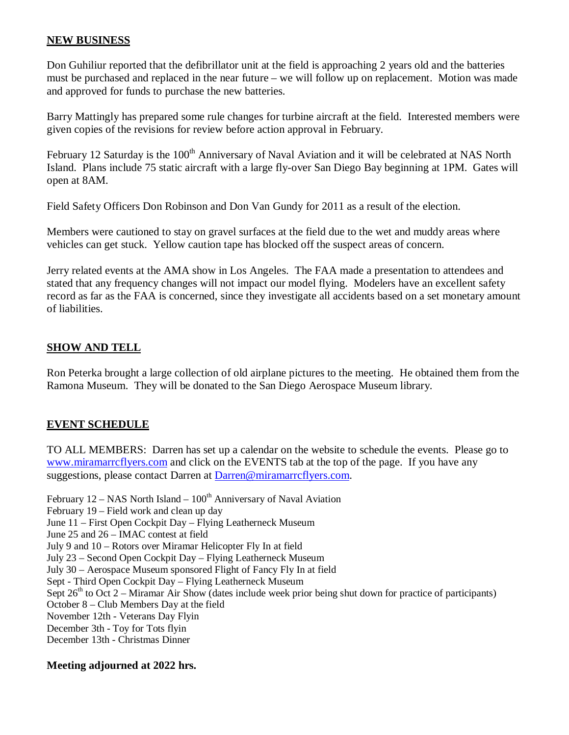## NEW BUSINESS

Don Guhiliur reported that the defibrillator unit at the field is approaching 2 years old and the batteries must be purchased and replaced in the near future – we will follow up on replacement. Motion was made and approved for funds to purchase the new batteries.

Barry Mattingly has prepared some rule changes for turbine aircraft at the field. Interested members were given copies of the revisions for review before action approval in February.

February 12 Saturday is the 100th Anniversary of Naval Aviation and it will be celebrated at NAS North Island. Plans include 75 static aircraft with a large fly-over San Diego Bay beginning at 1PM. Gates will open at 8AM.

Field Safety Officers Don Robinson and Don Van Gundy for 2011 as a result of the election.

Members were cautioned to stay on gravel surfaces at the field due to the wet and muddy areas where vehicles can get stuck. Yellow caution tape has blocked off the suspect areas of concern.

Jerry related events at the AMA show in Los Angeles. The FAA made a presentation to attendees and stated that any frequency changes will not impact our model flying. Modelers have an excellent safety record as far as the FAA is concerned, since they investigate all accidents based on a set monetary amount of liabilities.

## SHOW AND TELL

Ron Peterka brought a large collection of old airplane pictures to the meeting. He obtained them from the Ramona Museum. They will be donated to the San Diego Aerospace Museum library.

## EVENT SCHEDULE

TO ALL MEMBERS: Darren has set up a calendar on the website to schedule the events. Please go to www.miramarrcflyers.com and click on the EVENTS tab at the top of the page. If you have any suggestions, please contact Darren at Darren@miramarrcflyers.com.

February 12 – NAS North Island – 100th Anniversary of Naval Aviation
February 19 – Field work and clean up day
June 11 – First Open Cockpit Day – Flying Leatherneck Museum
June 25 and 26 – IMAC contest at field
July 9 and 10 – Rotors over Miramar Helicopter Fly In at field
July 23 – Second Open Cockpit Day – Flying Leatherneck Museum
July 30 – Aerospace Museum sponsored Flight of Fancy Fly In at field
Sept - Third Open Cockpit Day – Flying Leatherneck Museum
Sept 26th to Oct 2 – Miramar Air Show (dates include week prior being shut down for practice of participants)
October 8 – Club Members Day at the field
November 12th - Veterans Day Flyin
December 3th - Toy for Tots flyin
December 13th - Christmas Dinner

**Meeting adjourned at 2022 hrs.**